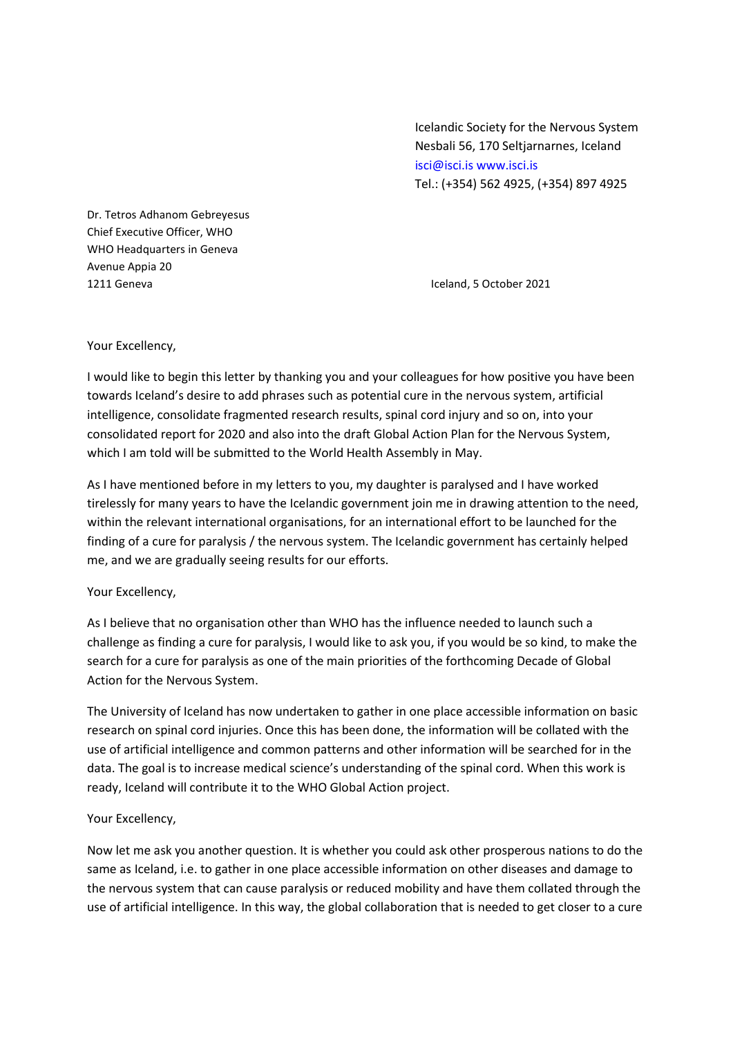Icelandic Society for the Nervous System
Nesbali 56, 170 Seltjarnarnes, Iceland
isci@isci.is www.isci.is
Tel.: (+354) 562 4925, (+354) 897 4925

Dr. Tetros Adhanom Gebreyesus
Chief Executive Officer, WHO
WHO Headquarters in Geneva
Avenue Appia 20
1211 Geneva

Iceland, 5 October 2021

Your Excellency,

I would like to begin this letter by thanking you and your colleagues for how positive you have been towards Iceland's desire to add phrases such as potential cure in the nervous system, artificial intelligence, consolidate fragmented research results, spinal cord injury and so on, into your consolidated report for 2020 and also into the draft Global Action Plan for the Nervous System, which I am told will be submitted to the World Health Assembly in May.

As I have mentioned before in my letters to you, my daughter is paralysed and I have worked tirelessly for many years to have the Icelandic government join me in drawing attention to the need, within the relevant international organisations, for an international effort to be launched for the finding of a cure for paralysis / the nervous system. The Icelandic government has certainly helped me, and we are gradually seeing results for our efforts.

Your Excellency,

As I believe that no organisation other than WHO has the influence needed to launch such a challenge as finding a cure for paralysis, I would like to ask you, if you would be so kind, to make the search for a cure for paralysis as one of the main priorities of the forthcoming Decade of Global Action for the Nervous System.

The University of Iceland has now undertaken to gather in one place accessible information on basic research on spinal cord injuries. Once this has been done, the information will be collated with the use of artificial intelligence and common patterns and other information will be searched for in the data. The goal is to increase medical science's understanding of the spinal cord. When this work is ready, Iceland will contribute it to the WHO Global Action project.

Your Excellency,

Now let me ask you another question. It is whether you could ask other prosperous nations to do the same as Iceland, i.e. to gather in one place accessible information on other diseases and damage to the nervous system that can cause paralysis or reduced mobility and have them collated through the use of artificial intelligence. In this way, the global collaboration that is needed to get closer to a cure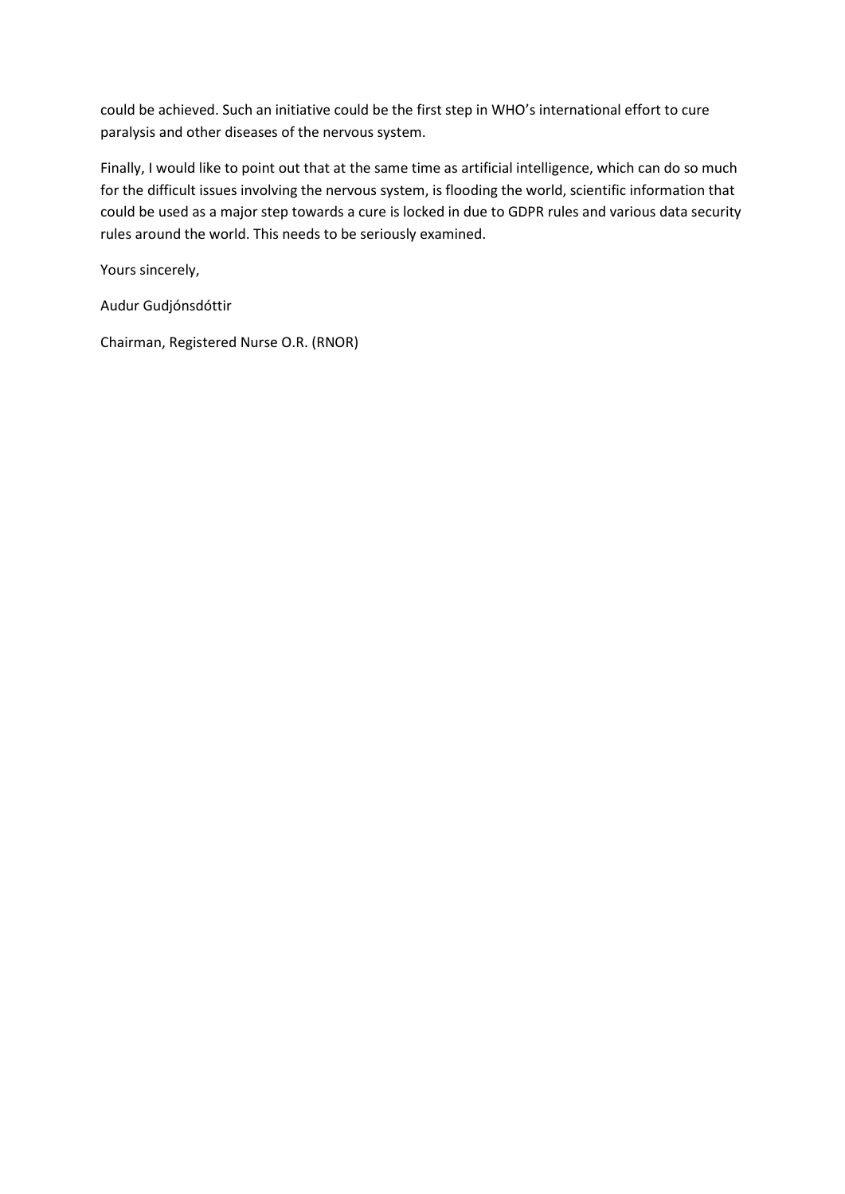could be achieved. Such an initiative could be the first step in WHO's international effort to cure paralysis and other diseases of the nervous system.

Finally, I would like to point out that at the same time as artificial intelligence, which can do so much for the difficult issues involving the nervous system, is flooding the world, scientific information that could be used as a major step towards a cure is locked in due to GDPR rules and various data security rules around the world. This needs to be seriously examined.

Yours sincerely,

Audur Gudjónsdóttir

Chairman, Registered Nurse O.R. (RNOR)